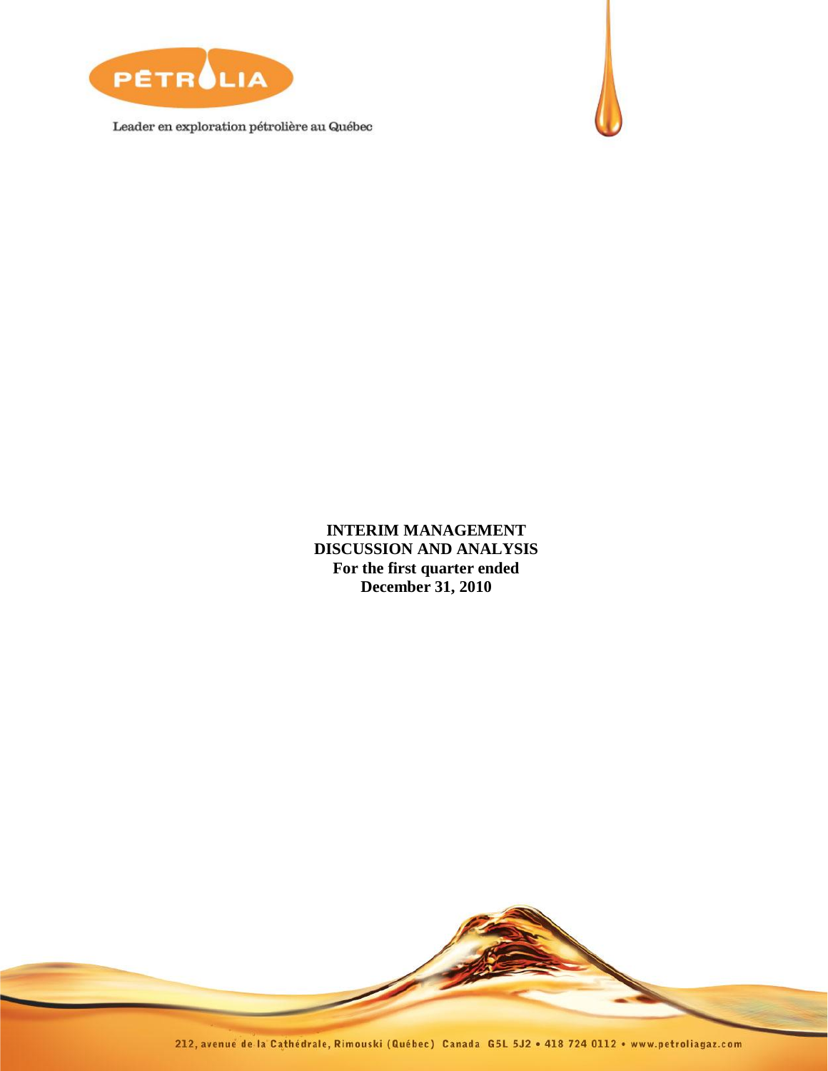PÉTROLIA

Leader en exploration pétrolière au Québec

**INTERIM MANAGEMENT DISCUSSION AND ANALYSIS**
**For the first quarter ended December 31, 2010**

212, avenue de la Cathédrale, Rimouski (Québec) Canada G5L 5J2 • 418 724 0112 • www.petroliagaz.com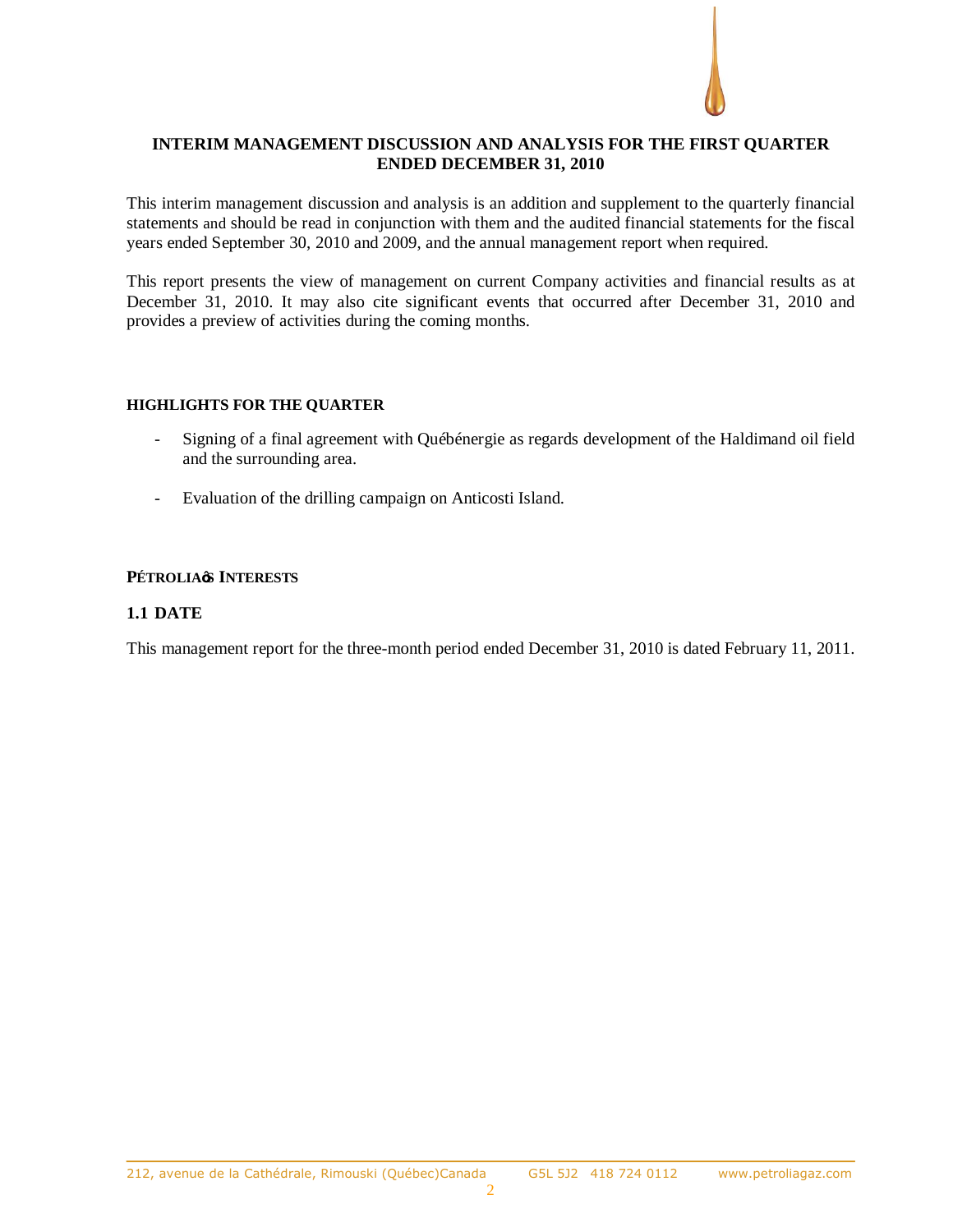# INTERIM MANAGEMENT DISCUSSION AND ANALYSIS FOR THE FIRST QUARTER ENDED DECEMBER 31, 2010

This interim management discussion and analysis is an addition and supplement to the quarterly financial statements and should be read in conjunction with them and the audited financial statements for the fiscal years ended September 30, 2010 and 2009, and the annual management report when required.

This report presents the view of management on current Company activities and financial results as at December 31, 2010. It may also cite significant events that occurred after December 31, 2010 and provides a preview of activities during the coming months.

## HIGHLIGHTS FOR THE QUARTER

- Signing of a final agreement with Québénergie as regards development of the Haldimand oil field and the surrounding area.
- Evaluation of the drilling campaign on Anticosti Island.

## PÉTROLIA'S INTERESTS

### 1.1 DATE

This management report for the three-month period ended December 31, 2010 is dated February 11, 2011.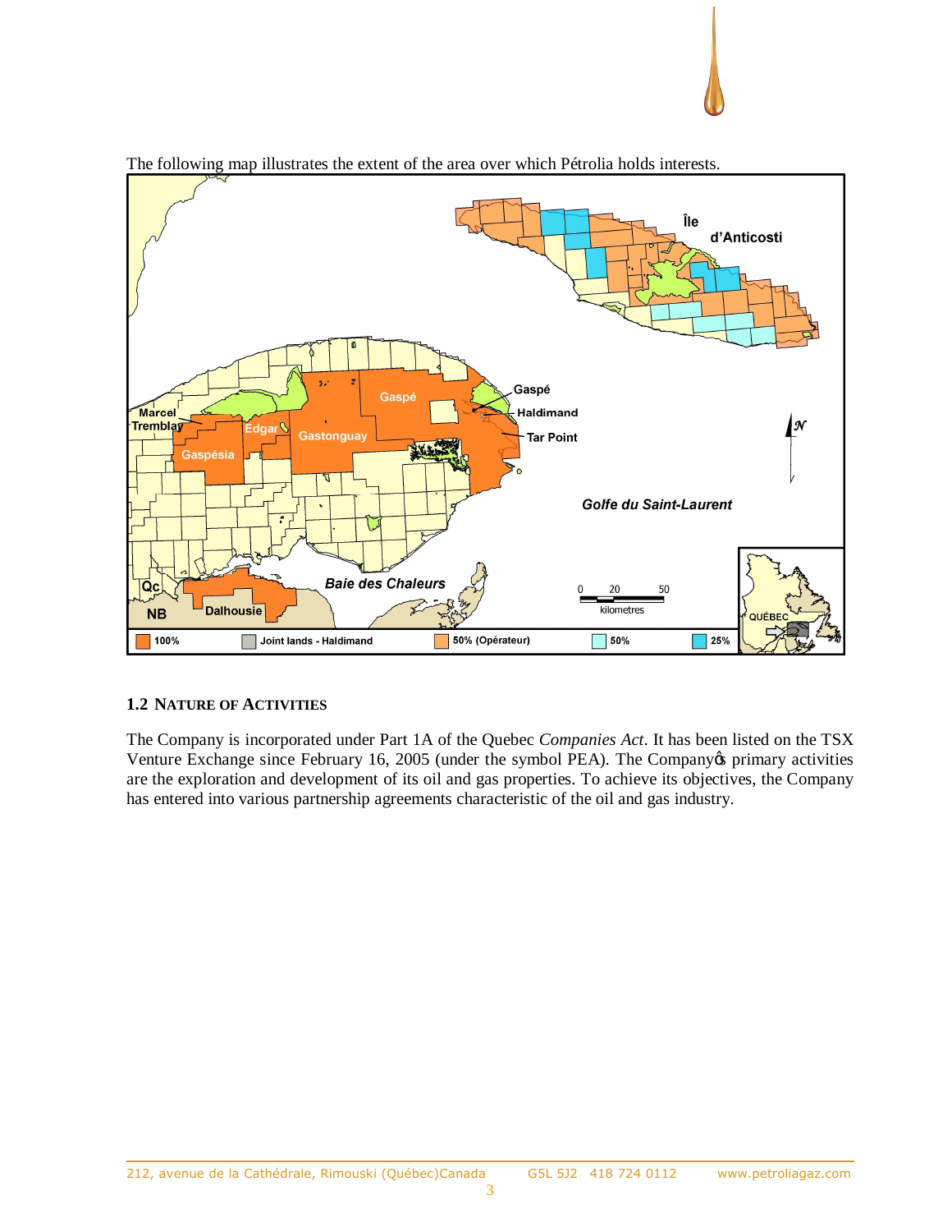The following map illustrates the extent of the area over which Pétrolia holds interests.

### 1.2 Nature of Activities

The Company is incorporated under Part 1A of the Quebec *Companies Act*. It has been listed on the TSX Venture Exchange since February 16, 2005 (under the symbol PEA). The Company's primary activities are the exploration and development of its oil and gas properties. To achieve its objectives, the Company has entered into various partnership agreements characteristic of the oil and gas industry.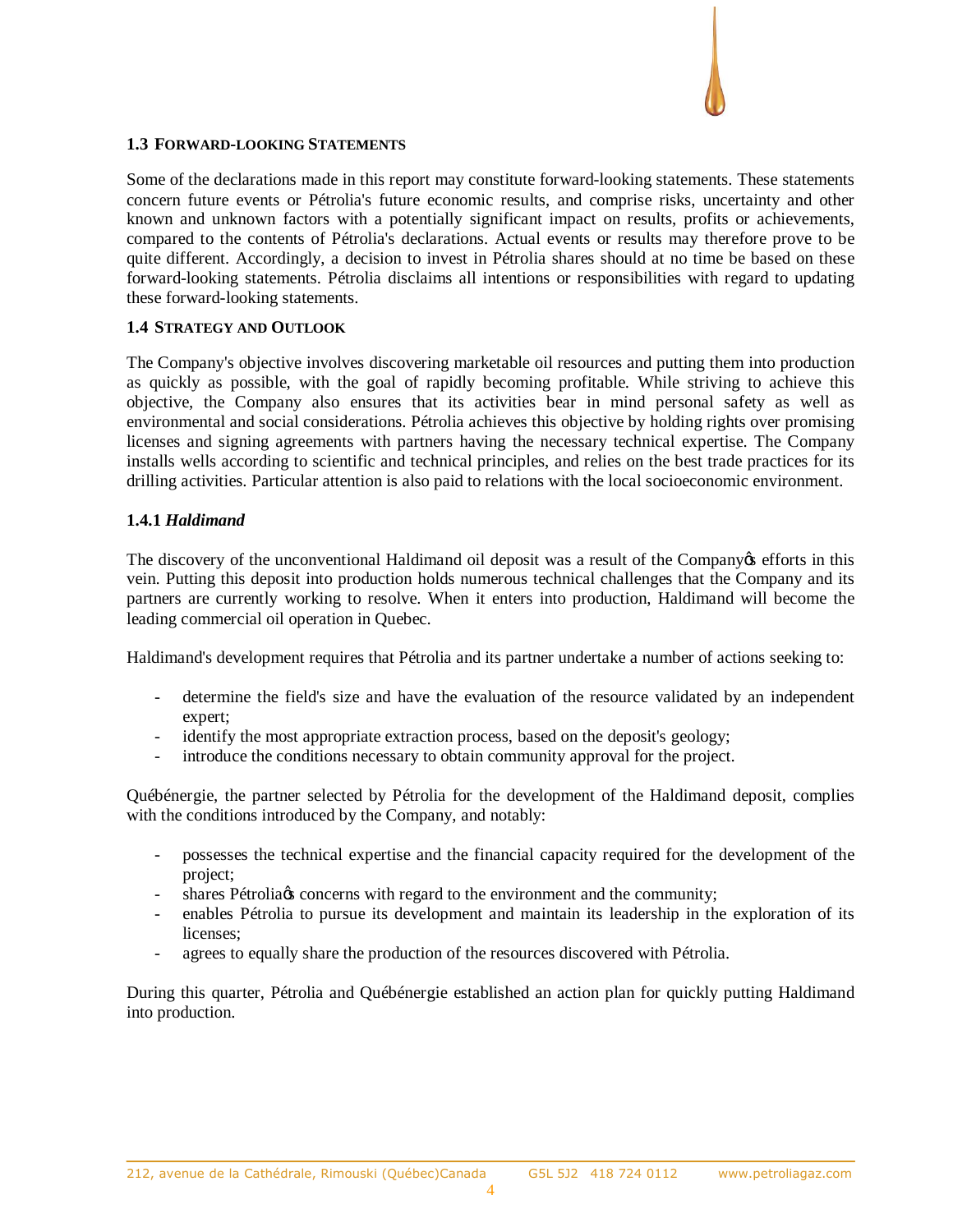### 1.3 FORWARD-LOOKING STATEMENTS

Some of the declarations made in this report may constitute forward-looking statements. These statements concern future events or Pétrolia's future economic results, and comprise risks, uncertainty and other known and unknown factors with a potentially significant impact on results, profits or achievements, compared to the contents of Pétrolia's declarations. Actual events or results may therefore prove to be quite different. Accordingly, a decision to invest in Pétrolia shares should at no time be based on these forward-looking statements. Pétrolia disclaims all intentions or responsibilities with regard to updating these forward-looking statements.

### 1.4 STRATEGY AND OUTLOOK

The Company's objective involves discovering marketable oil resources and putting them into production as quickly as possible, with the goal of rapidly becoming profitable. While striving to achieve this objective, the Company also ensures that its activities bear in mind personal safety as well as environmental and social considerations. Pétrolia achieves this objective by holding rights over promising licenses and signing agreements with partners having the necessary technical expertise. The Company installs wells according to scientific and technical principles, and relies on the best trade practices for its drilling activities. Particular attention is also paid to relations with the local socioeconomic environment.

#### 1.4.1 *Haldimand*

The discovery of the unconventional Haldimand oil deposit was a result of the Company's efforts in this vein. Putting this deposit into production holds numerous technical challenges that the Company and its partners are currently working to resolve. When it enters into production, Haldimand will become the leading commercial oil operation in Quebec.

Haldimand's development requires that Pétrolia and its partner undertake a number of actions seeking to:

- determine the field's size and have the evaluation of the resource validated by an independent expert;
- identify the most appropriate extraction process, based on the deposit's geology;
- introduce the conditions necessary to obtain community approval for the project.

Québénergie, the partner selected by Pétrolia for the development of the Haldimand deposit, complies with the conditions introduced by the Company, and notably:

- possesses the technical expertise and the financial capacity required for the development of the project;
- shares Pétrolia's concerns with regard to the environment and the community;
- enables Pétrolia to pursue its development and maintain its leadership in the exploration of its licenses;
- agrees to equally share the production of the resources discovered with Pétrolia.

During this quarter, Pétrolia and Québénergie established an action plan for quickly putting Haldimand into production.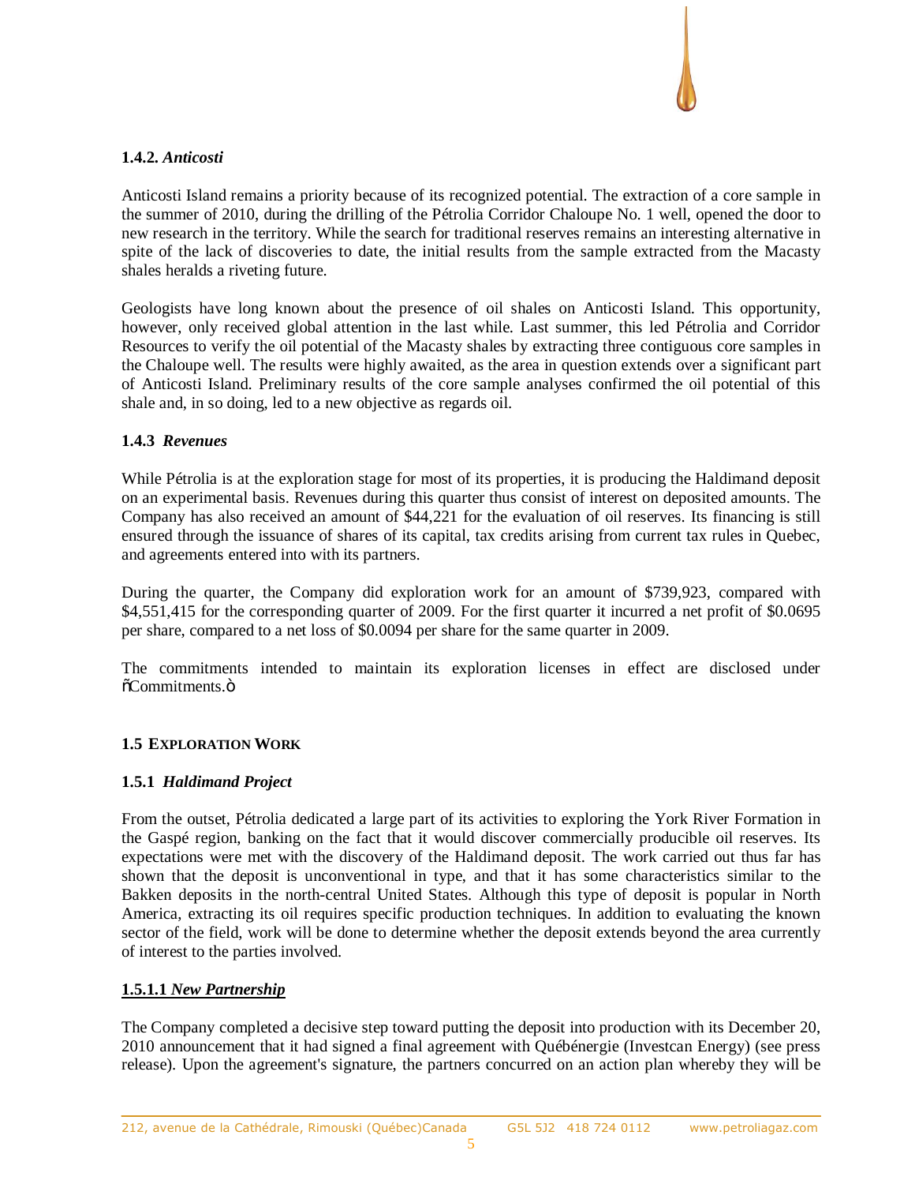**1.4.2.** ***Anticosti***

Anticosti Island remains a priority because of its recognized potential. The extraction of a core sample in the summer of 2010, during the drilling of the Pétrolia Corridor Chaloupe No. 1 well, opened the door to new research in the territory. While the search for traditional reserves remains an interesting alternative in spite of the lack of discoveries to date, the initial results from the sample extracted from the Macasty shales heralds a riveting future.

Geologists have long known about the presence of oil shales on Anticosti Island. This opportunity, however, only received global attention in the last while. Last summer, this led Pétrolia and Corridor Resources to verify the oil potential of the Macasty shales by extracting three contiguous core samples in the Chaloupe well. The results were highly awaited, as the area in question extends over a significant part of Anticosti Island. Preliminary results of the core sample analyses confirmed the oil potential of this shale and, in so doing, led to a new objective as regards oil.

**1.4.3** ***Revenues***

While Pétrolia is at the exploration stage for most of its properties, it is producing the Haldimand deposit on an experimental basis. Revenues during this quarter thus consist of interest on deposited amounts. The Company has also received an amount of $44,221 for the evaluation of oil reserves. Its financing is still ensured through the issuance of shares of its capital, tax credits arising from current tax rules in Quebec, and agreements entered into with its partners.

During the quarter, the Company did exploration work for an amount of $739,923, compared with $4,551,415 for the corresponding quarter of 2009. For the first quarter it incurred a net profit of $0.0695 per share, compared to a net loss of $0.0094 per share for the same quarter in 2009.

The commitments intended to maintain its exploration licenses in effect are disclosed under "Commitments."

## 1.5 Exploration Work

**1.5.1** ***Haldimand Project***

From the outset, Pétrolia dedicated a large part of its activities to exploring the York River Formation in the Gaspé region, banking on the fact that it would discover commercially producible oil reserves. Its expectations were met with the discovery of the Haldimand deposit. The work carried out thus far has shown that the deposit is unconventional in type, and that it has some characteristics similar to the Bakken deposits in the north-central United States. Although this type of deposit is popular in North America, extracting its oil requires specific production techniques. In addition to evaluating the known sector of the field, work will be done to determine whether the deposit extends beyond the area currently of interest to the parties involved.

**1.5.1.1** ***New Partnership***

The Company completed a decisive step toward putting the deposit into production with its December 20, 2010 announcement that it had signed a final agreement with Québénergie (Investcan Energy) (see press release). Upon the agreement's signature, the partners concurred on an action plan whereby they will be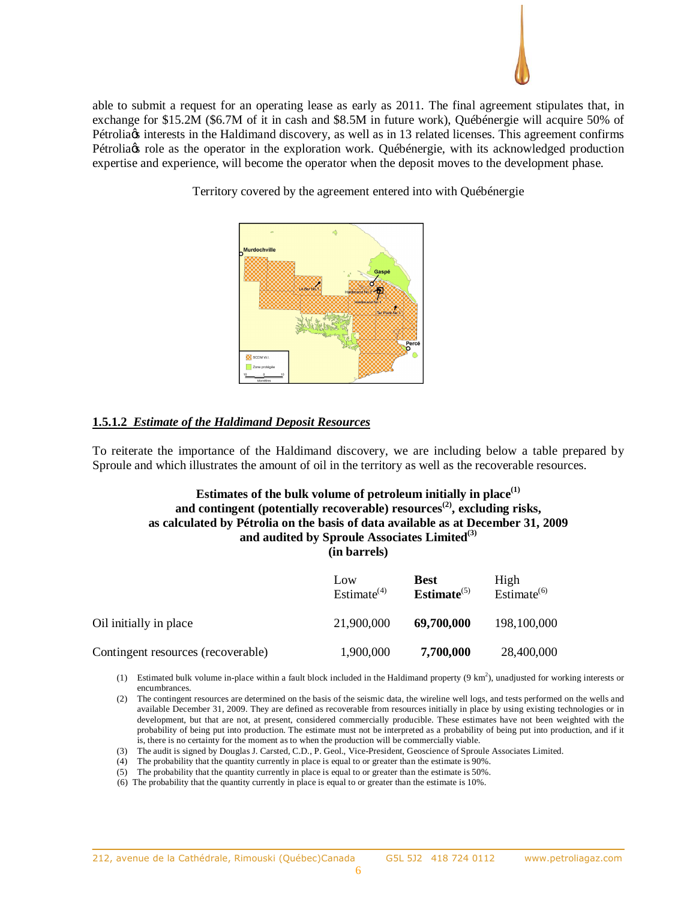able to submit a request for an operating lease as early as 2011. The final agreement stipulates that, in exchange for $15.2M ($6.7M of it in cash and $8.5M in future work), Québénergie will acquire 50% of Pétrolia's interests in the Haldimand discovery, as well as in 13 related licenses. This agreement confirms Pétrolia's role as the operator in the exploration work. Québénergie, with its acknowledged production expertise and experience, will become the operator when the deposit moves to the development phase.

Territory covered by the agreement entered into with Québénergie

### 1.5.1.2 *Estimate of the Haldimand Deposit Resources*

To reiterate the importance of the Haldimand discovery, we are including below a table prepared by Sproule and which illustrates the amount of oil in the territory as well as the recoverable resources.

**Estimates of the bulk volume of petroleum initially in place(1) and contingent (potentially recoverable) resources(2), excluding risks, as calculated by Pétrolia on the basis of data available as at December 31, 2009 and audited by Sproule Associates Limited(3) (in barrels)**

| | Low Estimate(4) | **Best Estimate(5)** | High Estimate(6) |
|---|---|---|---|
| Oil initially in place | 21,900,000 | **69,700,000** | 198,100,000 |
| Contingent resources (recoverable) | 1,900,000 | **7,700,000** | 28,400,000 |

(1) Estimated bulk volume in-place within a fault block included in the Haldimand property (9 $km^2$), unadjusted for working interests or encumbrances.

(2) The contingent resources are determined on the basis of the seismic data, the wireline well logs, and tests performed on the wells and available December 31, 2009. They are defined as recoverable from resources initially in place by using existing technologies or in development, but that are not, at present, considered commercially producible. These estimates have not been weighted with the probability of being put into production. The estimate must not be interpreted as a probability of being put into production, and if it is, there is no certainty for the moment as to when the production will be commercially viable.

(3) The audit is signed by Douglas J. Carsted, C.D., P. Geol., Vice-President, Geoscience of Sproule Associates Limited.

(4) The probability that the quantity currently in place is equal to or greater than the estimate is 90%.

(5) The probability that the quantity currently in place is equal to or greater than the estimate is 50%.

(6) The probability that the quantity currently in place is equal to or greater than the estimate is 10%.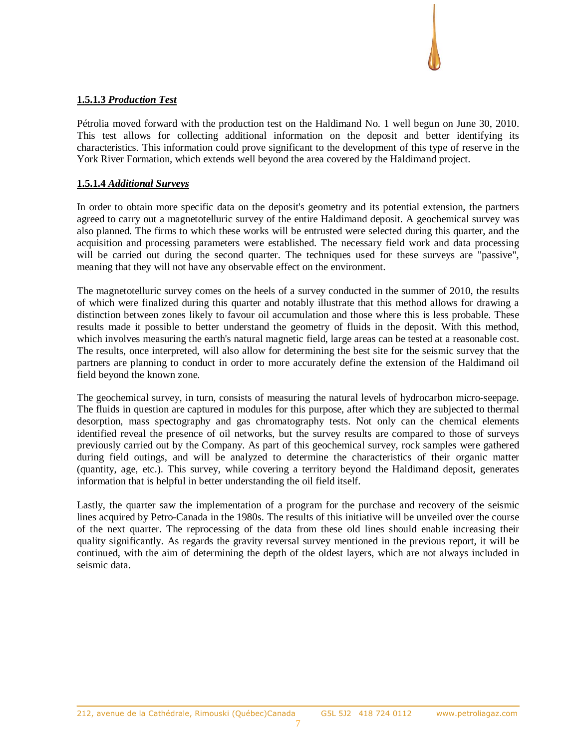#### 1.5.1.3 *Production Test*

Pétrolia moved forward with the production test on the Haldimand No. 1 well begun on June 30, 2010. This test allows for collecting additional information on the deposit and better identifying its characteristics. This information could prove significant to the development of this type of reserve in the York River Formation, which extends well beyond the area covered by the Haldimand project.

#### 1.5.1.4 *Additional Surveys*

In order to obtain more specific data on the deposit's geometry and its potential extension, the partners agreed to carry out a magnetotelluric survey of the entire Haldimand deposit. A geochemical survey was also planned. The firms to which these works will be entrusted were selected during this quarter, and the acquisition and processing parameters were established. The necessary field work and data processing will be carried out during the second quarter. The techniques used for these surveys are "passive", meaning that they will not have any observable effect on the environment.

The magnetotelluric survey comes on the heels of a survey conducted in the summer of 2010, the results of which were finalized during this quarter and notably illustrate that this method allows for drawing a distinction between zones likely to favour oil accumulation and those where this is less probable. These results made it possible to better understand the geometry of fluids in the deposit. With this method, which involves measuring the earth's natural magnetic field, large areas can be tested at a reasonable cost. The results, once interpreted, will also allow for determining the best site for the seismic survey that the partners are planning to conduct in order to more accurately define the extension of the Haldimand oil field beyond the known zone.

The geochemical survey, in turn, consists of measuring the natural levels of hydrocarbon micro-seepage. The fluids in question are captured in modules for this purpose, after which they are subjected to thermal desorption, mass spectography and gas chromatography tests. Not only can the chemical elements identified reveal the presence of oil networks, but the survey results are compared to those of surveys previously carried out by the Company. As part of this geochemical survey, rock samples were gathered during field outings, and will be analyzed to determine the characteristics of their organic matter (quantity, age, etc.). This survey, while covering a territory beyond the Haldimand deposit, generates information that is helpful in better understanding the oil field itself.

Lastly, the quarter saw the implementation of a program for the purchase and recovery of the seismic lines acquired by Petro-Canada in the 1980s. The results of this initiative will be unveiled over the course of the next quarter. The reprocessing of the data from these old lines should enable increasing their quality significantly. As regards the gravity reversal survey mentioned in the previous report, it will be continued, with the aim of determining the depth of the oldest layers, which are not always included in seismic data.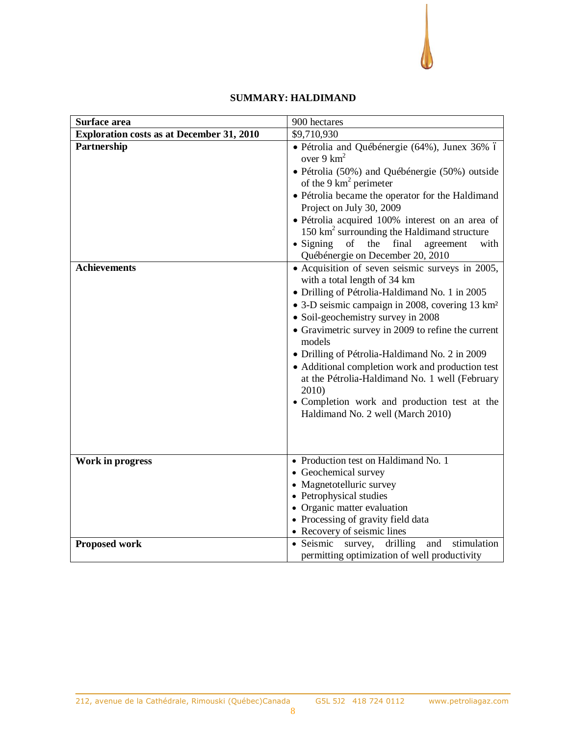## SUMMARY: HALDIMAND

| | |
|---|---|
| **Surface area** | 900 hectares |
| **Exploration costs as at December 31, 2010** | $9,710,930 |
| **Partnership** | • Pétrolia and Québénergie (64%), Junex 36% ï over 9 $km^2$<br>• Pétrolia (50%) and Québénergie (50%) outside of the 9 $km^2$ perimeter<br>• Pétrolia became the operator for the Haldimand Project on July 30, 2009<br>• Pétrolia acquired 100% interest on an area of 150 $km^2$ surrounding the Haldimand structure<br>• Signing of the final agreement with Québénergie on December 20, 2010 |
| **Achievements** | • Acquisition of seven seismic surveys in 2005, with a total length of 34 km<br>• Drilling of Pétrolia-Haldimand No. 1 in 2005<br>• 3-D seismic campaign in 2008, covering 13 $km^2$<br>• Soil-geochemistry survey in 2008<br>• Gravimetric survey in 2009 to refine the current models<br>• Drilling of Pétrolia-Haldimand No. 2 in 2009<br>• Additional completion work and production test at the Pétrolia-Haldimand No. 1 well (February 2010)<br>• Completion work and production test at the Haldimand No. 2 well (March 2010) |
| **Work in progress** | • Production test on Haldimand No. 1<br>• Geochemical survey<br>• Magnetotelluric survey<br>• Petrophysical studies<br>• Organic matter evaluation<br>• Processing of gravity field data<br>• Recovery of seismic lines |
| **Proposed work** | • Seismic survey, drilling and stimulation permitting optimization of well productivity |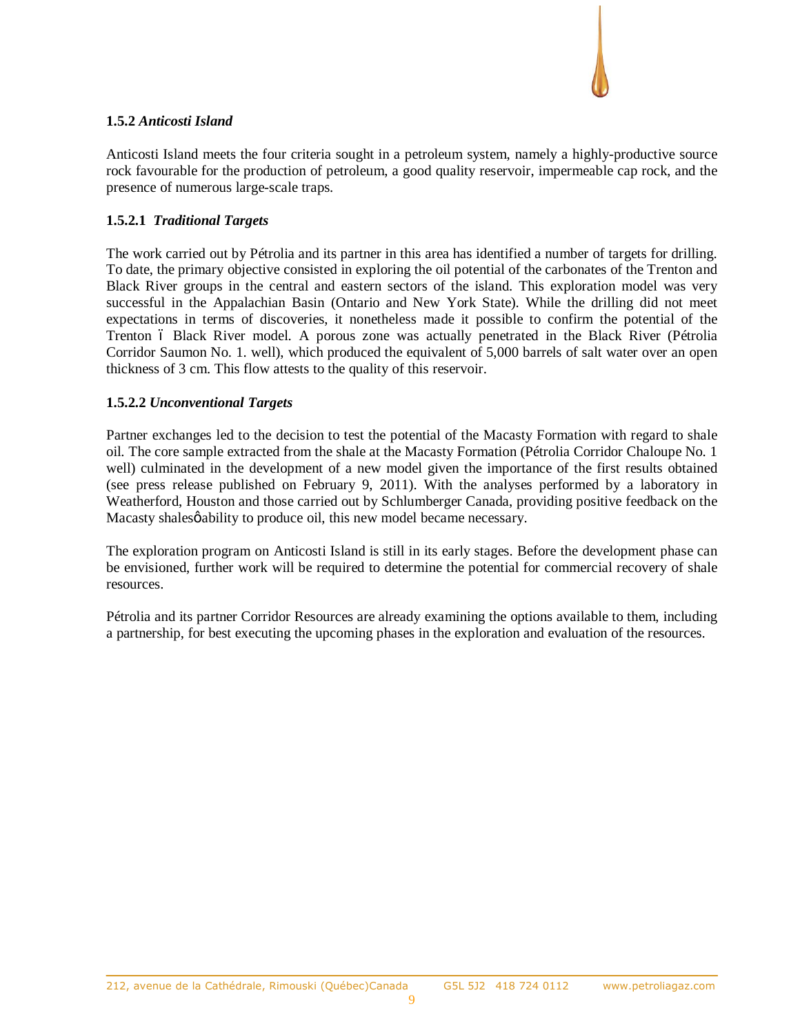### 1.5.2 *Anticosti Island*

Anticosti Island meets the four criteria sought in a petroleum system, namely a highly-productive source rock favourable for the production of petroleum, a good quality reservoir, impermeable cap rock, and the presence of numerous large-scale traps.

#### 1.5.2.1 *Traditional Targets*

The work carried out by Pétrolia and its partner in this area has identified a number of targets for drilling. To date, the primary objective consisted in exploring the oil potential of the carbonates of the Trenton and Black River groups in the central and eastern sectors of the island. This exploration model was very successful in the Appalachian Basin (Ontario and New York State). While the drilling did not meet expectations in terms of discoveries, it nonetheless made it possible to confirm the potential of the Trenton – Black River model. A porous zone was actually penetrated in the Black River (Pétrolia Corridor Saumon No. 1. well), which produced the equivalent of 5,000 barrels of salt water over an open thickness of 3 cm. This flow attests to the quality of this reservoir.

#### 1.5.2.2 *Unconventional Targets*

Partner exchanges led to the decision to test the potential of the Macasty Formation with regard to shale oil. The core sample extracted from the shale at the Macasty Formation (Pétrolia Corridor Chaloupe No. 1 well) culminated in the development of a new model given the importance of the first results obtained (see press release published on February 9, 2011). With the analyses performed by a laboratory in Weatherford, Houston and those carried out by Schlumberger Canada, providing positive feedback on the Macasty shales' ability to produce oil, this new model became necessary.

The exploration program on Anticosti Island is still in its early stages. Before the development phase can be envisioned, further work will be required to determine the potential for commercial recovery of shale resources.

Pétrolia and its partner Corridor Resources are already examining the options available to them, including a partnership, for best executing the upcoming phases in the exploration and evaluation of the resources.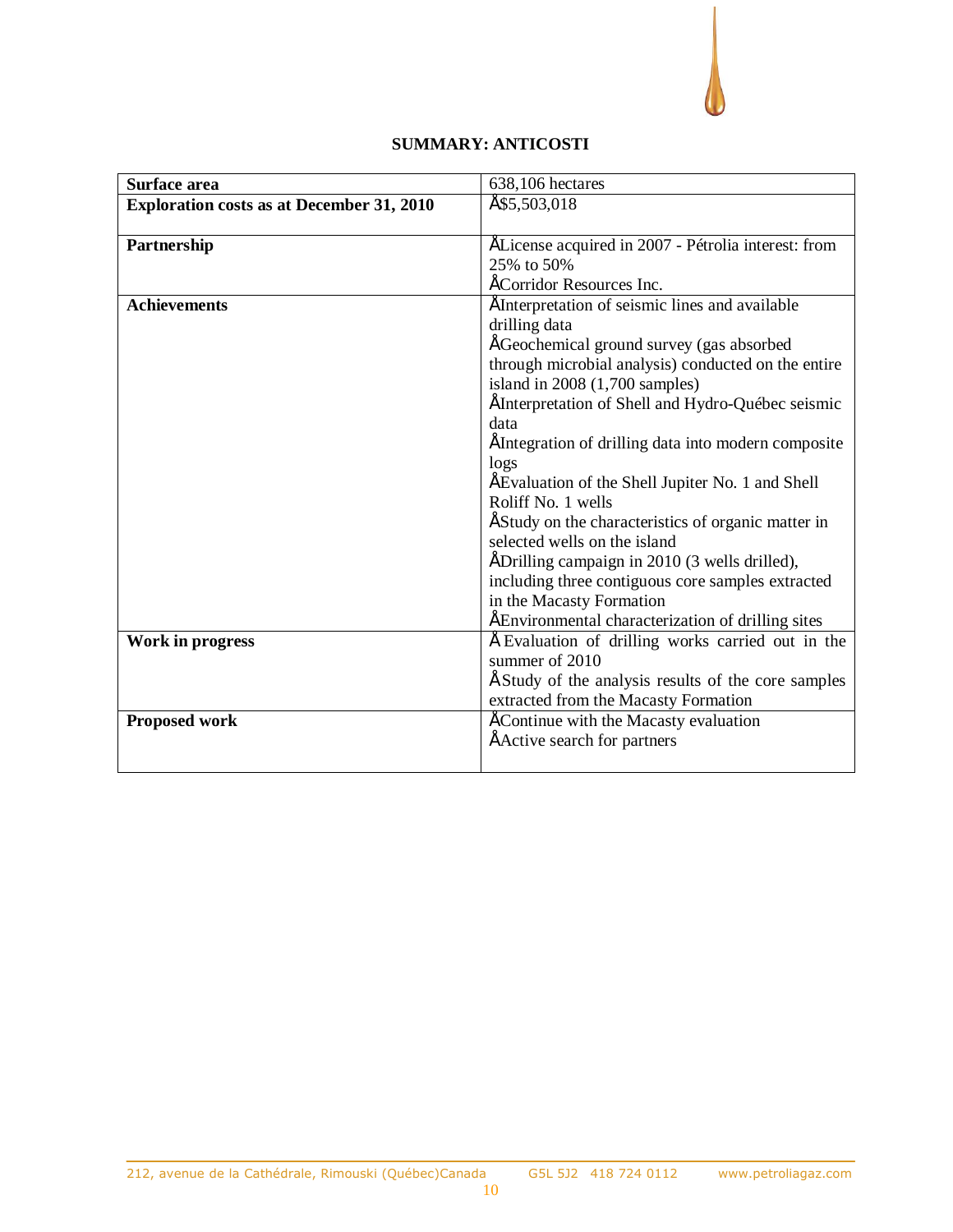**SUMMARY: ANTICOSTI**

| Surface area | 638,106 hectares |
|---|---|
| **Exploration costs as at December 31, 2010** | Å$5,503,018 |
| **Partnership** | ÅLicense acquired in 2007 - Pétrolia interest: from 25% to 50%<br>ÅCorridor Resources Inc. |
| **Achievements** | ÅInterpretation of seismic lines and available drilling data<br>ÅGeochemical ground survey (gas absorbed through microbial analysis) conducted on the entire island in 2008 (1,700 samples)<br>ÅInterpretation of Shell and Hydro-Québec seismic data<br>ÅIntegration of drilling data into modern composite logs<br>ÅEvaluation of the Shell Jupiter No. 1 and Shell Roliff No. 1 wells<br>ÅStudy on the characteristics of organic matter in selected wells on the island<br>ÅDrilling campaign in 2010 (3 wells drilled), including three contiguous core samples extracted in the Macasty Formation<br>ÅEnvironmental characterization of drilling sites |
| **Work in progress** | ÅEvaluation of drilling works carried out in the summer of 2010<br>ÅStudy of the analysis results of the core samples extracted from the Macasty Formation |
| **Proposed work** | ÅContinue with the Macasty evaluation<br>ÅActive search for partners |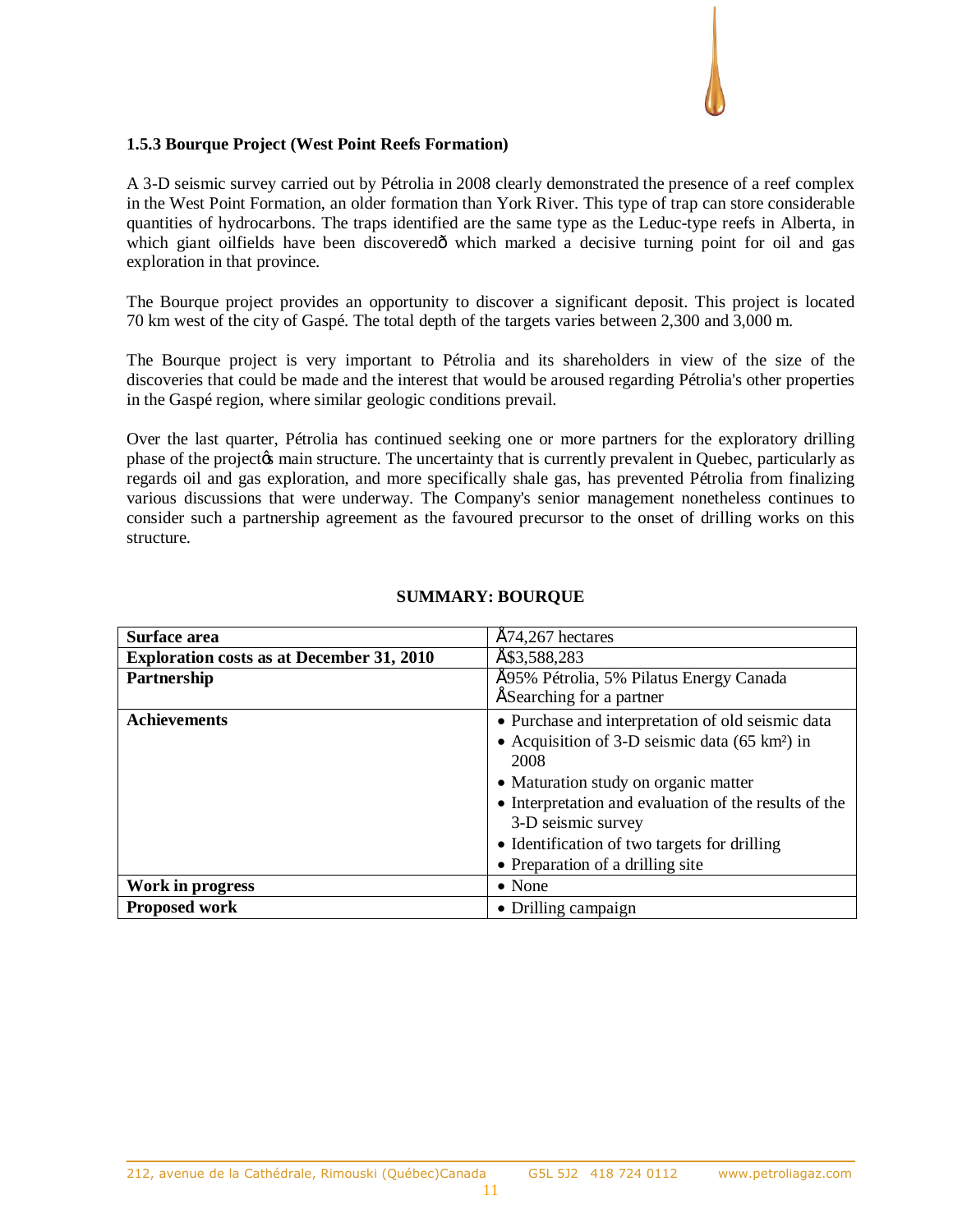### 1.5.3 Bourque Project (West Point Reefs Formation)

A 3-D seismic survey carried out by Pétrolia in 2008 clearly demonstrated the presence of a reef complex in the West Point Formation, an older formation than York River. This type of trap can store considerable quantities of hydrocarbons. The traps identified are the same type as the Leduc-type reefs in Alberta, in which giant oilfields have been discovered— which marked a decisive turning point for oil and gas exploration in that province.

The Bourque project provides an opportunity to discover a significant deposit. This project is located 70 km west of the city of Gaspé. The total depth of the targets varies between 2,300 and 3,000 m.

The Bourque project is very important to Pétrolia and its shareholders in view of the size of the discoveries that could be made and the interest that would be aroused regarding Pétrolia's other properties in the Gaspé region, where similar geologic conditions prevail.

Over the last quarter, Pétrolia has continued seeking one or more partners for the exploratory drilling phase of the project's main structure. The uncertainty that is currently prevalent in Quebec, particularly as regards oil and gas exploration, and more specifically shale gas, has prevented Pétrolia from finalizing various discussions that were underway. The Company's senior management nonetheless continues to consider such a partnership agreement as the favoured precursor to the onset of drilling works on this structure.

**SUMMARY: BOURQUE**

| **Surface area** | 74,267 hectares |
|---|---|
| **Exploration costs as at December 31, 2010** | $3,588,283 |
| **Partnership** | 95% Pétrolia, 5% Pilatus Energy Canada<br>Searching for a partner |
| **Achievements** | • Purchase and interpretation of old seismic data<br>• Acquisition of 3-D seismic data (65 km²) in 2008<br>• Maturation study on organic matter<br>• Interpretation and evaluation of the results of the 3-D seismic survey<br>• Identification of two targets for drilling<br>• Preparation of a drilling site |
| **Work in progress** | • None |
| **Proposed work** | • Drilling campaign |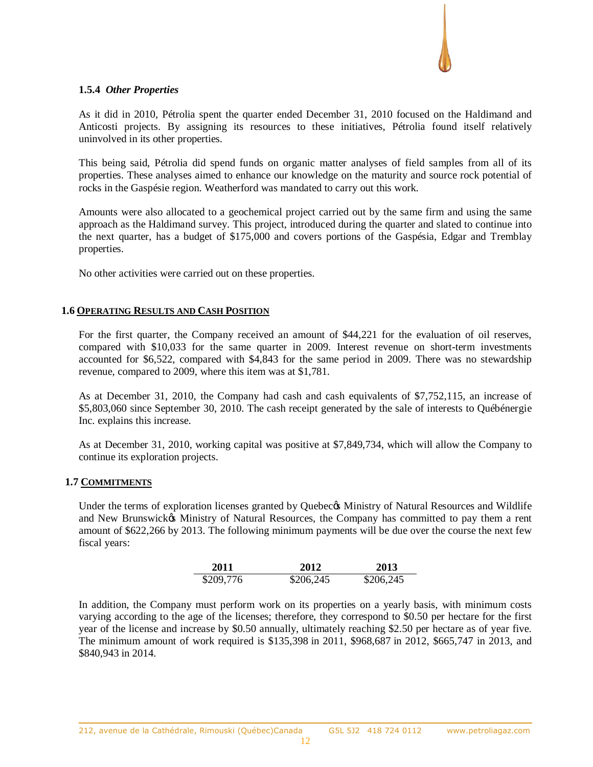### 1.5.4 *Other Properties*

As it did in 2010, Pétrolia spent the quarter ended December 31, 2010 focused on the Haldimand and Anticosti projects. By assigning its resources to these initiatives, Pétrolia found itself relatively uninvolved in its other properties.

This being said, Pétrolia did spend funds on organic matter analyses of field samples from all of its properties. These analyses aimed to enhance our knowledge on the maturity and source rock potential of rocks in the Gaspésie region. Weatherford was mandated to carry out this work.

Amounts were also allocated to a geochemical project carried out by the same firm and using the same approach as the Haldimand survey. This project, introduced during the quarter and slated to continue into the next quarter, has a budget of $175,000 and covers portions of the Gaspésia, Edgar and Tremblay properties.

No other activities were carried out on these properties.

## 1.6 Operating Results and Cash Position

For the first quarter, the Company received an amount of $44,221 for the evaluation of oil reserves, compared with $10,033 for the same quarter in 2009. Interest revenue on short-term investments accounted for $6,522, compared with $4,843 for the same period in 2009. There was no stewardship revenue, compared to 2009, where this item was at $1,781.

As at December 31, 2010, the Company had cash and cash equivalents of $7,752,115, an increase of $5,803,060 since September 30, 2010. The cash receipt generated by the sale of interests to Québénergie Inc. explains this increase.

As at December 31, 2010, working capital was positive at $7,849,734, which will allow the Company to continue its exploration projects.

## 1.7 Commitments

Under the terms of exploration licenses granted by Quebec's Ministry of Natural Resources and Wildlife and New Brunswick's Ministry of Natural Resources, the Company has committed to pay them a rent amount of $622,266 by 2013. The following minimum payments will be due over the course the next few fiscal years:

| 2011 | 2012 | 2013 |
|---|---|---|
| $209,776 | $206,245 | $206,245 |

In addition, the Company must perform work on its properties on a yearly basis, with minimum costs varying according to the age of the licenses; therefore, they correspond to $0.50 per hectare for the first year of the license and increase by $0.50 annually, ultimately reaching $2.50 per hectare as of year five. The minimum amount of work required is $135,398 in 2011, $968,687 in 2012, $665,747 in 2013, and $840,943 in 2014.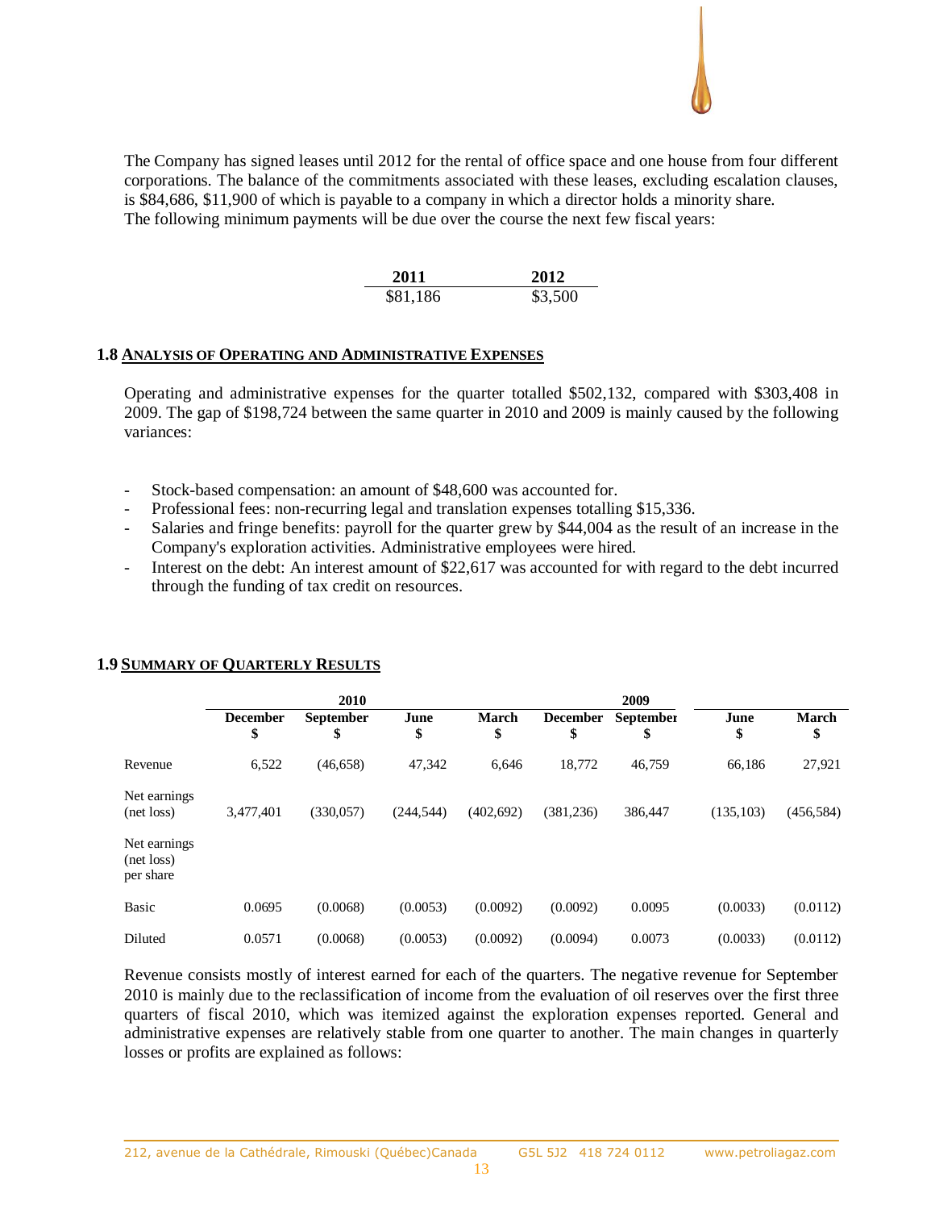The Company has signed leases until 2012 for the rental of office space and one house from four different corporations. The balance of the commitments associated with these leases, excluding escalation clauses, is $84,686, $11,900 of which is payable to a company in which a director holds a minority share.
The following minimum payments will be due over the course the next few fiscal years:

| 2011 | 2012 |
|---|---|
| $81,186 | $3,500 |

## 1.8 Analysis of Operating and Administrative Expenses

Operating and administrative expenses for the quarter totalled $502,132, compared with $303,408 in 2009. The gap of $198,724 between the same quarter in 2010 and 2009 is mainly caused by the following variances:

- Stock-based compensation: an amount of $48,600 was accounted for.
- Professional fees: non-recurring legal and translation expenses totalling $15,336.
- Salaries and fringe benefits: payroll for the quarter grew by $44,004 as the result of an increase in the Company's exploration activities. Administrative employees were hired.
- Interest on the debt: An interest amount of $22,617 was accounted for with regard to the debt incurred through the funding of tax credit on resources.

## 1.9 Summary of Quarterly Results

| | 2010 | | | | 2009 | | | |
|---|---|---|---|---|---|---|---|---|
| | December $ | September $ | June $ | March $ | December $ | September $ | June $ | March $ |
| Revenue | 6,522 | (46,658) | 47,342 | 6,646 | 18,772 | 46,759 | 66,186 | 27,921 |
| Net earnings (net loss) | 3,477,401 | (330,057) | (244,544) | (402,692) | (381,236) | 386,447 | (135,103) | (456,584) |
| Net earnings (net loss) per share | | | | | | | | |
| Basic | 0.0695 | (0.0068) | (0.0053) | (0.0092) | (0.0092) | 0.0095 | (0.0033) | (0.0112) |
| Diluted | 0.0571 | (0.0068) | (0.0053) | (0.0092) | (0.0094) | 0.0073 | (0.0033) | (0.0112) |

Revenue consists mostly of interest earned for each of the quarters. The negative revenue for September 2010 is mainly due to the reclassification of income from the evaluation of oil reserves over the first three quarters of fiscal 2010, which was itemized against the exploration expenses reported. General and administrative expenses are relatively stable from one quarter to another. The main changes in quarterly losses or profits are explained as follows: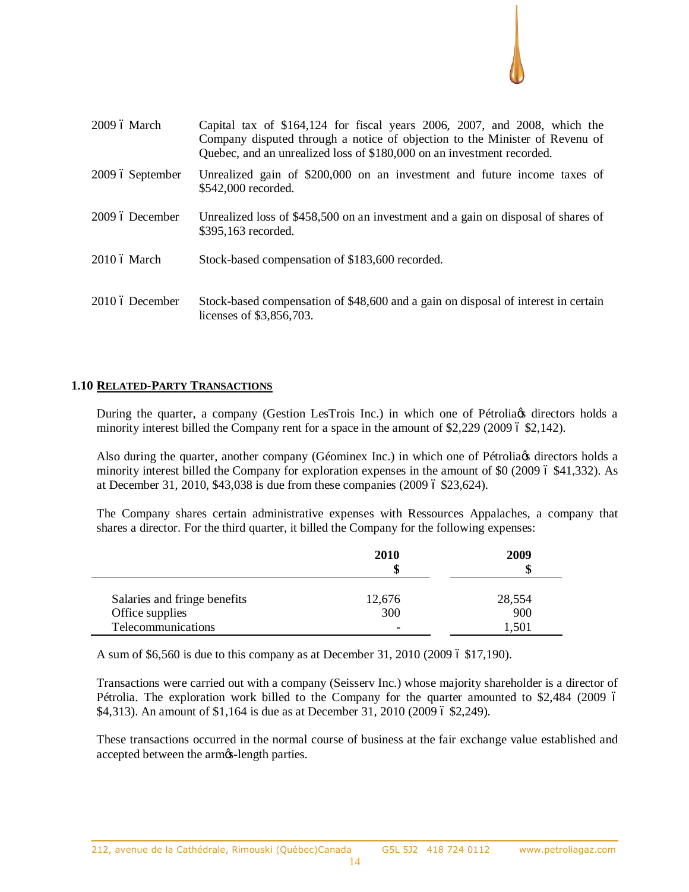| | |
|---|---|
| 2009 – March | Capital tax of $164,124 for fiscal years 2006, 2007, and 2008, which the Company disputed through a notice of objection to the Minister of Revenu of Quebec, and an unrealized loss of $180,000 on an investment recorded. |
| 2009 – September | Unrealized gain of $200,000 on an investment and future income taxes of $542,000 recorded. |
| 2009 – December | Unrealized loss of $458,500 on an investment and a gain on disposal of shares of $395,163 recorded. |
| 2010 – March | Stock-based compensation of $183,600 recorded. |
| 2010 – December | Stock-based compensation of $48,600 and a gain on disposal of interest in certain licenses of $3,856,703. |

## 1.10 RELATED-PARTY TRANSACTIONS

During the quarter, a company (Gestion LesTrois Inc.) in which one of Pétrolia's directors holds a minority interest billed the Company rent for a space in the amount of $2,229 (2009 – $2,142).

Also during the quarter, another company (Géominex Inc.) in which one of Pétrolia's directors holds a minority interest billed the Company for exploration expenses in the amount of $0 (2009 – $41,332). As at December 31, 2010, $43,038 is due from these companies (2009 – $23,624).

The Company shares certain administrative expenses with Ressources Appalaches, a company that shares a director. For the third quarter, it billed the Company for the following expenses:

| | 2010<br>$ | 2009<br>$ |
|---|---|---|
| Salaries and fringe benefits | 12,676 | 28,554 |
| Office supplies | 300 | 900 |
| Telecommunications | - | 1,501 |

A sum of $6,560 is due to this company as at December 31, 2010 (2009 – $17,190).

Transactions were carried out with a company (Seisserv Inc.) whose majority shareholder is a director of Pétrolia. The exploration work billed to the Company for the quarter amounted to $2,484 (2009 – $4,313). An amount of $1,164 is due as at December 31, 2010 (2009 – $2,249).

These transactions occurred in the normal course of business at the fair exchange value established and accepted between the arm's-length parties.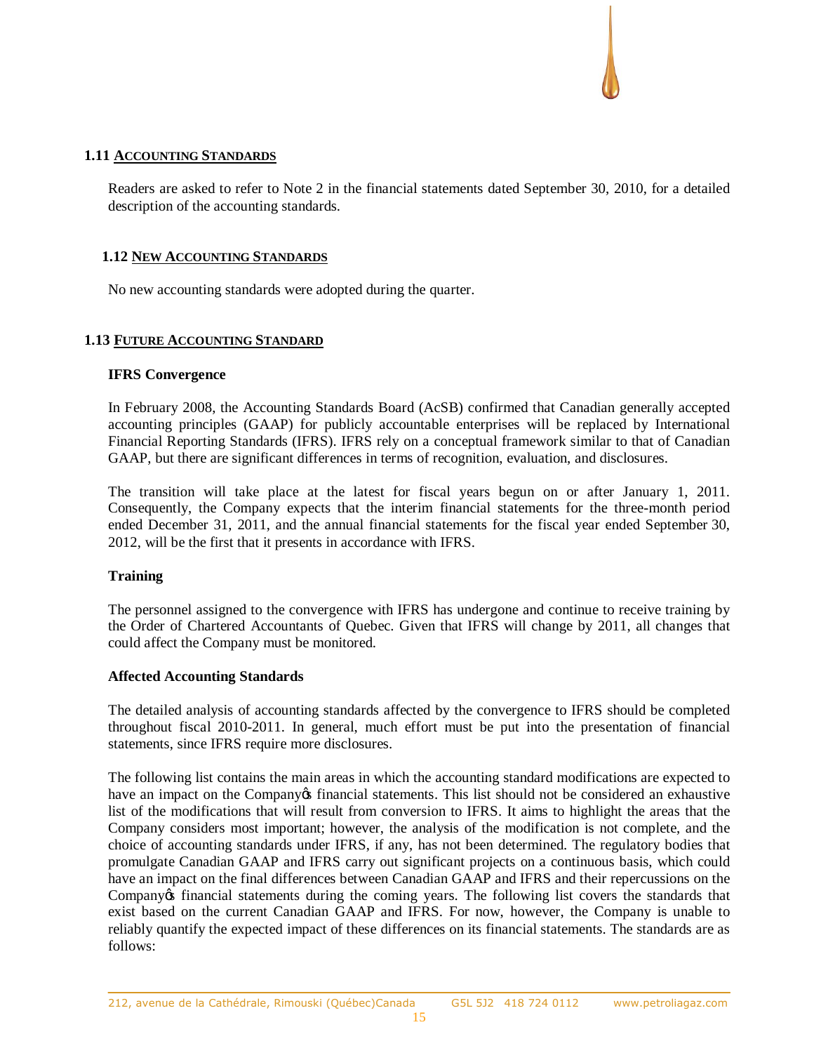## 1.11 ACCOUNTING STANDARDS

Readers are asked to refer to Note 2 in the financial statements dated September 30, 2010, for a detailed description of the accounting standards.

## 1.12 NEW ACCOUNTING STANDARDS

No new accounting standards were adopted during the quarter.

## 1.13 FUTURE ACCOUNTING STANDARD

### IFRS Convergence

In February 2008, the Accounting Standards Board (AcSB) confirmed that Canadian generally accepted accounting principles (GAAP) for publicly accountable enterprises will be replaced by International Financial Reporting Standards (IFRS). IFRS rely on a conceptual framework similar to that of Canadian GAAP, but there are significant differences in terms of recognition, evaluation, and disclosures.

The transition will take place at the latest for fiscal years begun on or after January 1, 2011. Consequently, the Company expects that the interim financial statements for the three-month period ended December 31, 2011, and the annual financial statements for the fiscal year ended September 30, 2012, will be the first that it presents in accordance with IFRS.

### Training

The personnel assigned to the convergence with IFRS has undergone and continue to receive training by the Order of Chartered Accountants of Quebec. Given that IFRS will change by 2011, all changes that could affect the Company must be monitored.

### Affected Accounting Standards

The detailed analysis of accounting standards affected by the convergence to IFRS should be completed throughout fiscal 2010-2011. In general, much effort must be put into the presentation of financial statements, since IFRS require more disclosures.

The following list contains the main areas in which the accounting standard modifications are expected to have an impact on the Company's financial statements. This list should not be considered an exhaustive list of the modifications that will result from conversion to IFRS. It aims to highlight the areas that the Company considers most important; however, the analysis of the modification is not complete, and the choice of accounting standards under IFRS, if any, has not been determined. The regulatory bodies that promulgate Canadian GAAP and IFRS carry out significant projects on a continuous basis, which could have an impact on the final differences between Canadian GAAP and IFRS and their repercussions on the Company's financial statements during the coming years. The following list covers the standards that exist based on the current Canadian GAAP and IFRS. For now, however, the Company is unable to reliably quantify the expected impact of these differences on its financial statements. The standards are as follows: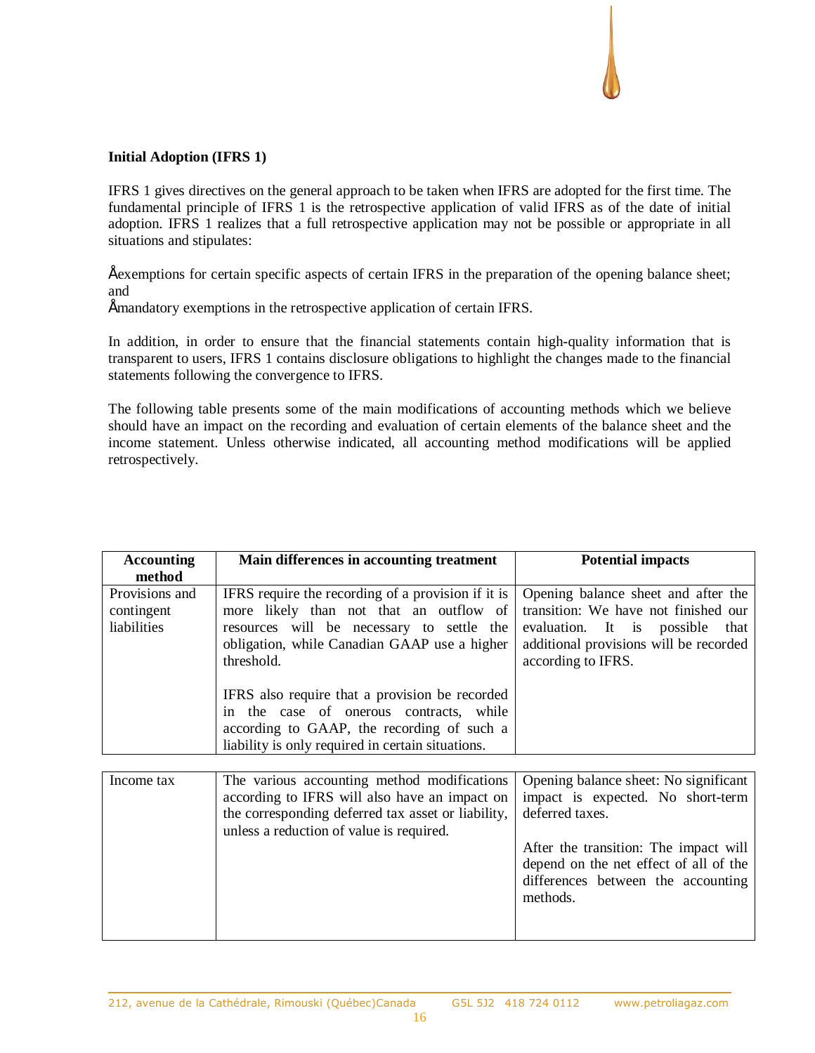**Initial Adoption (IFRS 1)**

IFRS 1 gives directives on the general approach to be taken when IFRS are adopted for the first time. The fundamental principle of IFRS 1 is the retrospective application of valid IFRS as of the date of initial adoption. IFRS 1 realizes that a full retrospective application may not be possible or appropriate in all situations and stipulates:

- exemptions for certain specific aspects of certain IFRS in the preparation of the opening balance sheet; and
- mandatory exemptions in the retrospective application of certain IFRS.

In addition, in order to ensure that the financial statements contain high-quality information that is transparent to users, IFRS 1 contains disclosure obligations to highlight the changes made to the financial statements following the convergence to IFRS.

The following table presents some of the main modifications of accounting methods which we believe should have an impact on the recording and evaluation of certain elements of the balance sheet and the income statement. Unless otherwise indicated, all accounting method modifications will be applied retrospectively.

| Accounting method | Main differences in accounting treatment | Potential impacts |
|---|---|---|
| Provisions and contingent liabilities | IFRS require the recording of a provision if it is more likely than not that an outflow of resources will be necessary to settle the obligation, while Canadian GAAP use a higher threshold.<br><br>IFRS also require that a provision be recorded in the case of onerous contracts, while according to GAAP, the recording of such a liability is only required in certain situations. | Opening balance sheet and after the transition: We have not finished our evaluation. It is possible that additional provisions will be recorded according to IFRS. |
| Income tax | The various accounting method modifications according to IFRS will also have an impact on the corresponding deferred tax asset or liability, unless a reduction of value is required. | Opening balance sheet: No significant impact is expected. No short-term deferred taxes.<br><br>After the transition: The impact will depend on the net effect of all of the differences between the accounting methods. |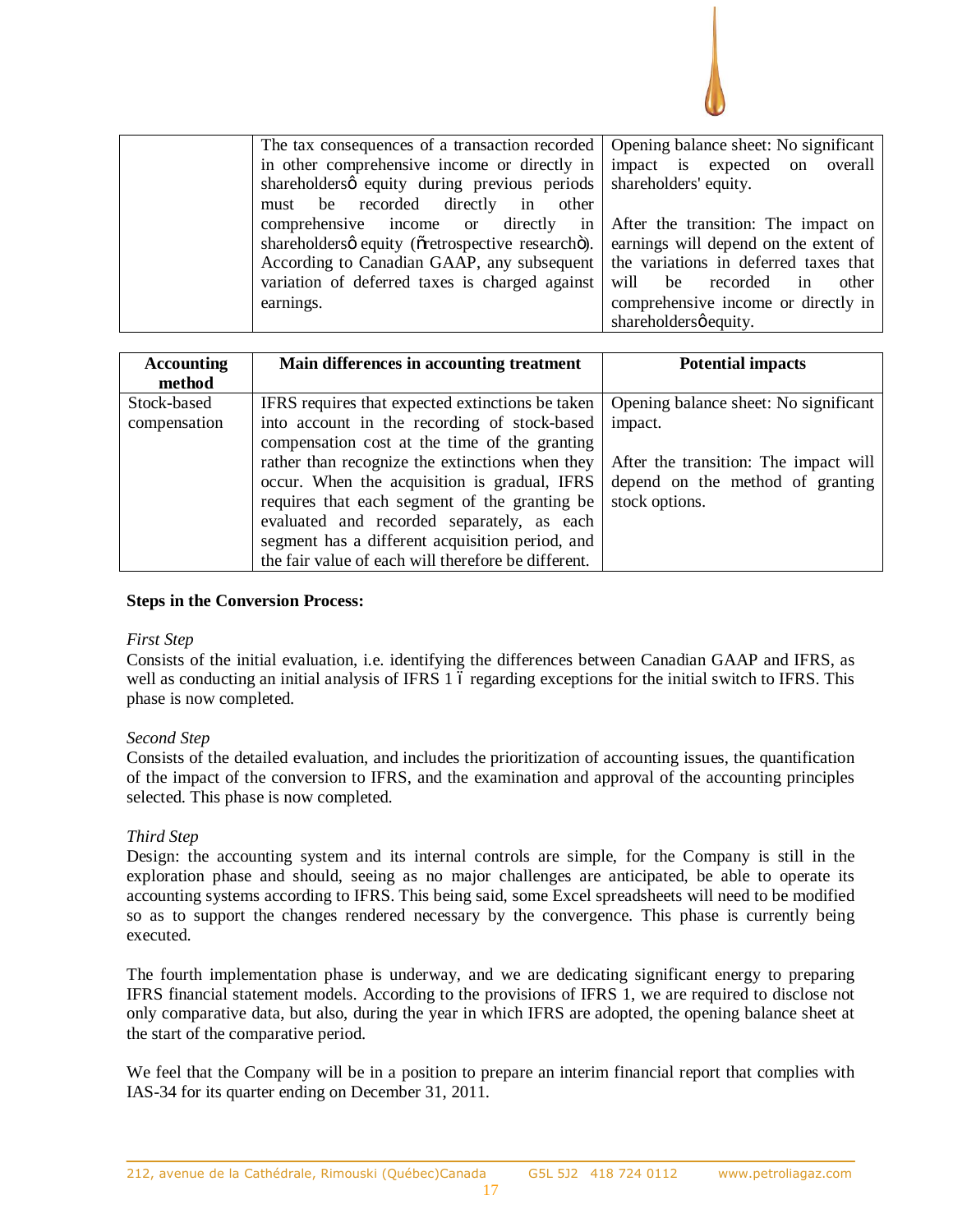| | | |
|---|---|---|
| | The tax consequences of a transaction recorded in other comprehensive income or directly in shareholdersô equity during previous periods must be recorded directly in other comprehensive income or directly in shareholdersô equity (õretrospective researchö). According to Canadian GAAP, any subsequent variation of deferred taxes is charged against earnings. | Opening balance sheet: No significant impact is expected on overall shareholders' equity.<br><br>After the transition: The impact on earnings will depend on the extent of the variations in deferred taxes that will be recorded in other comprehensive income or directly in shareholdersô equity. |

| Accounting method | Main differences in accounting treatment | Potential impacts |
|---|---|---|
| Stock-based compensation | IFRS requires that expected extinctions be taken into account in the recording of stock-based compensation cost at the time of the granting rather than recognize the extinctions when they occur. When the acquisition is gradual, IFRS requires that each segment of the granting be evaluated and recorded separately, as each segment has a different acquisition period, and the fair value of each will therefore be different. | Opening balance sheet: No significant impact.<br><br>After the transition: The impact will depend on the method of granting stock options. |

**Steps in the Conversion Process:**

*First Step*
Consists of the initial evaluation, i.e. identifying the differences between Canadian GAAP and IFRS, as well as conducting an initial analysis of IFRS 1 ï regarding exceptions for the initial switch to IFRS. This phase is now completed.

*Second Step*
Consists of the detailed evaluation, and includes the prioritization of accounting issues, the quantification of the impact of the conversion to IFRS, and the examination and approval of the accounting principles selected. This phase is now completed.

*Third Step*
Design: the accounting system and its internal controls are simple, for the Company is still in the exploration phase and should, seeing as no major challenges are anticipated, be able to operate its accounting systems according to IFRS. This being said, some Excel spreadsheets will need to be modified so as to support the changes rendered necessary by the convergence. This phase is currently being executed.

The fourth implementation phase is underway, and we are dedicating significant energy to preparing IFRS financial statement models. According to the provisions of IFRS 1, we are required to disclose not only comparative data, but also, during the year in which IFRS are adopted, the opening balance sheet at the start of the comparative period.

We feel that the Company will be in a position to prepare an interim financial report that complies with IAS-34 for its quarter ending on December 31, 2011.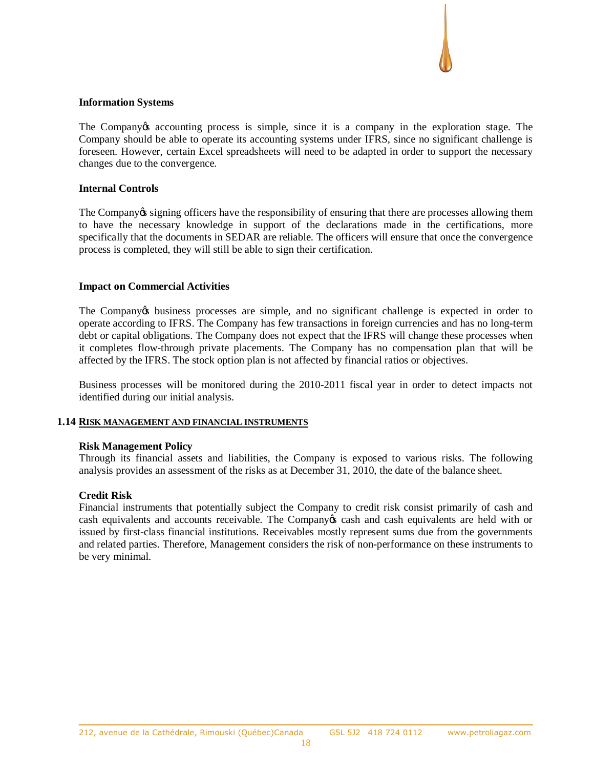**Information Systems**

The Company's accounting process is simple, since it is a company in the exploration stage. The Company should be able to operate its accounting systems under IFRS, since no significant challenge is foreseen. However, certain Excel spreadsheets will need to be adapted in order to support the necessary changes due to the convergence.

**Internal Controls**

The Company's signing officers have the responsibility of ensuring that there are processes allowing them to have the necessary knowledge in support of the declarations made in the certifications, more specifically that the documents in SEDAR are reliable. The officers will ensure that once the convergence process is completed, they will still be able to sign their certification.

**Impact on Commercial Activities**

The Company's business processes are simple, and no significant challenge is expected in order to operate according to IFRS. The Company has few transactions in foreign currencies and has no long-term debt or capital obligations. The Company does not expect that the IFRS will change these processes when it completes flow-through private placements. The Company has no compensation plan that will be affected by the IFRS. The stock option plan is not affected by financial ratios or objectives.

Business processes will be monitored during the 2010-2011 fiscal year in order to detect impacts not identified during our initial analysis.

## 1.14 RISK MANAGEMENT AND FINANCIAL INSTRUMENTS

**Risk Management Policy**
Through its financial assets and liabilities, the Company is exposed to various risks. The following analysis provides an assessment of the risks as at December 31, 2010, the date of the balance sheet.

**Credit Risk**
Financial instruments that potentially subject the Company to credit risk consist primarily of cash and cash equivalents and accounts receivable. The Company's cash and cash equivalents are held with or issued by first-class financial institutions. Receivables mostly represent sums due from the governments and related parties. Therefore, Management considers the risk of non-performance on these instruments to be very minimal.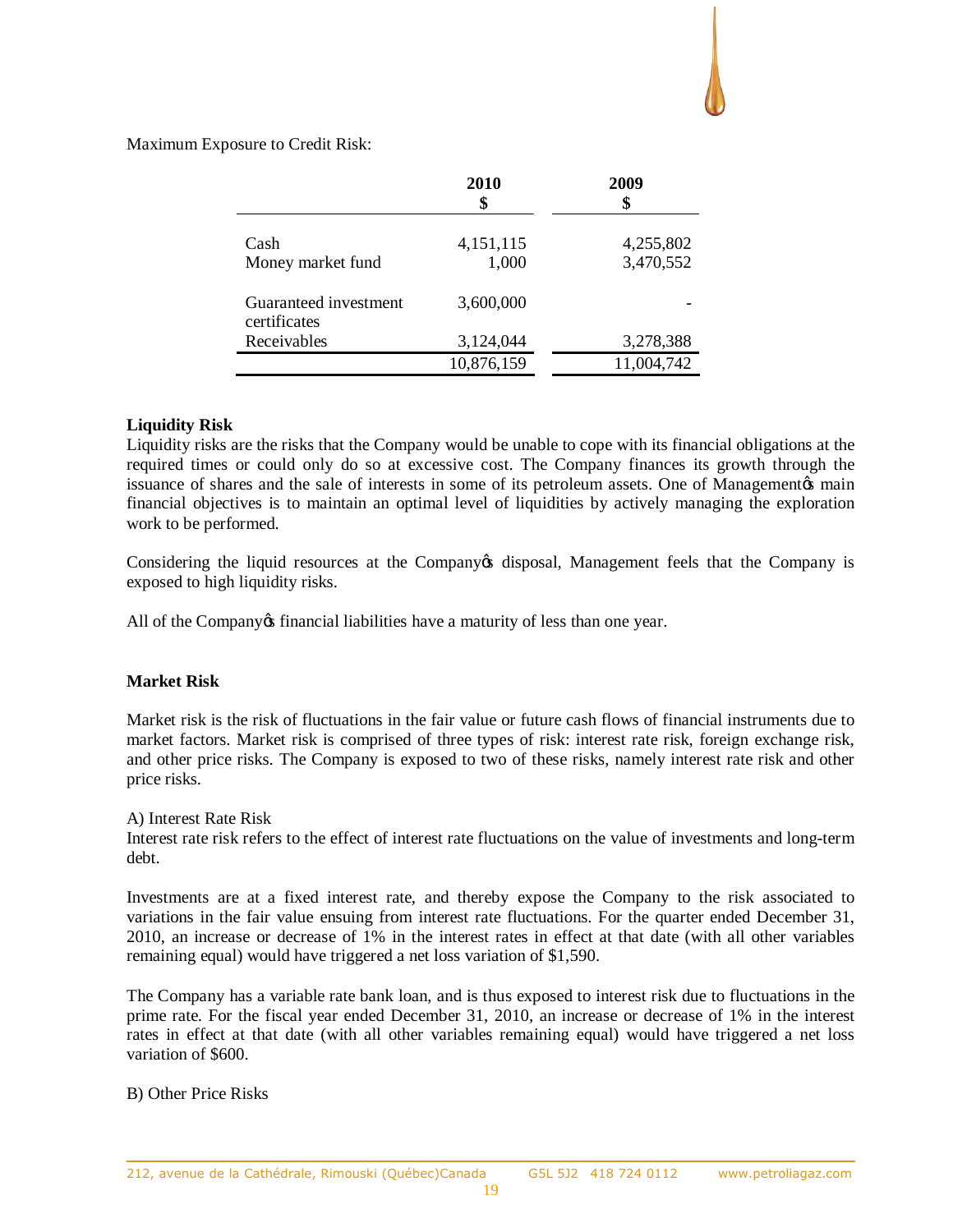Maximum Exposure to Credit Risk:

| | 2010<br>$ | 2009<br>$ |
|---|---|---|
| Cash | 4,151,115 | 4,255,802 |
| Money market fund | 1,000 | 3,470,552 |
| Guaranteed investment certificates | 3,600,000 | - |
| Receivables | 3,124,044 | 3,278,388 |
| | 10,876,159 | 11,004,742 |

**Liquidity Risk**

Liquidity risks are the risks that the Company would be unable to cope with its financial obligations at the required times or could only do so at excessive cost. The Company finances its growth through the issuance of shares and the sale of interests in some of its petroleum assets. One of Management's main financial objectives is to maintain an optimal level of liquidities by actively managing the exploration work to be performed.

Considering the liquid resources at the Company's disposal, Management feels that the Company is exposed to high liquidity risks.

All of the Company's financial liabilities have a maturity of less than one year.

**Market Risk**

Market risk is the risk of fluctuations in the fair value or future cash flows of financial instruments due to market factors. Market risk is comprised of three types of risk: interest rate risk, foreign exchange risk, and other price risks. The Company is exposed to two of these risks, namely interest rate risk and other price risks.

A) Interest Rate Risk

Interest rate risk refers to the effect of interest rate fluctuations on the value of investments and long-term debt.

Investments are at a fixed interest rate, and thereby expose the Company to the risk associated to variations in the fair value ensuing from interest rate fluctuations. For the quarter ended December 31, 2010, an increase or decrease of 1% in the interest rates in effect at that date (with all other variables remaining equal) would have triggered a net loss variation of $1,590.

The Company has a variable rate bank loan, and is thus exposed to interest risk due to fluctuations in the prime rate. For the fiscal year ended December 31, 2010, an increase or decrease of 1% in the interest rates in effect at that date (with all other variables remaining equal) would have triggered a net loss variation of $600.

B) Other Price Risks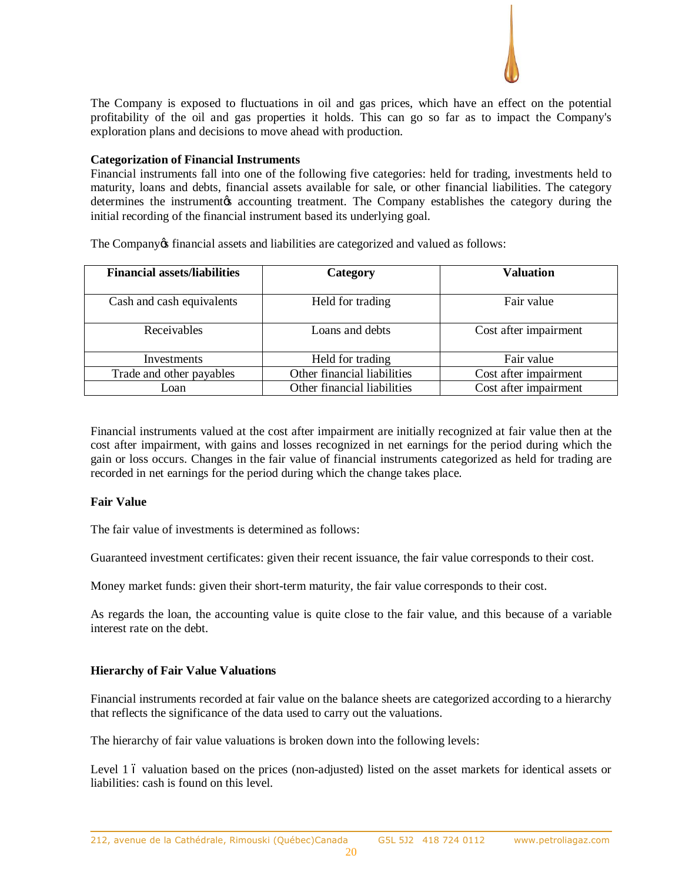The Company is exposed to fluctuations in oil and gas prices, which have an effect on the potential profitability of the oil and gas properties it holds. This can go so far as to impact the Company's exploration plans and decisions to move ahead with production.

**Categorization of Financial Instruments**

Financial instruments fall into one of the following five categories: held for trading, investments held to maturity, loans and debts, financial assets available for sale, or other financial liabilities. The category determines the instrument's accounting treatment. The Company establishes the category during the initial recording of the financial instrument based its underlying goal.

The Company's financial assets and liabilities are categorized and valued as follows:

| Financial assets/liabilities | Category | Valuation |
|---|---|---|
| Cash and cash equivalents | Held for trading | Fair value |
| Receivables | Loans and debts | Cost after impairment |
| Investments | Held for trading | Fair value |
| Trade and other payables | Other financial liabilities | Cost after impairment |
| Loan | Other financial liabilities | Cost after impairment |

Financial instruments valued at the cost after impairment are initially recognized at fair value then at the cost after impairment, with gains and losses recognized in net earnings for the period during which the gain or loss occurs. Changes in the fair value of financial instruments categorized as held for trading are recorded in net earnings for the period during which the change takes place.

**Fair Value**

The fair value of investments is determined as follows:

Guaranteed investment certificates: given their recent issuance, the fair value corresponds to their cost.

Money market funds: given their short-term maturity, the fair value corresponds to their cost.

As regards the loan, the accounting value is quite close to the fair value, and this because of a variable interest rate on the debt.

**Hierarchy of Fair Value Valuations**

Financial instruments recorded at fair value on the balance sheets are categorized according to a hierarchy that reflects the significance of the data used to carry out the valuations.

The hierarchy of fair value valuations is broken down into the following levels:

Level 1 – valuation based on the prices (non-adjusted) listed on the asset markets for identical assets or liabilities: cash is found on this level.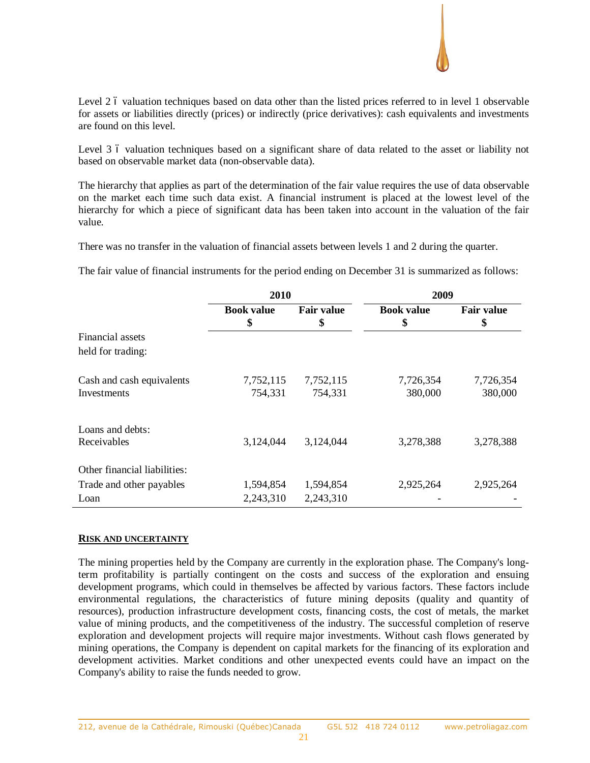Level 2 ï valuation techniques based on data other than the listed prices referred to in level 1 observable for assets or liabilities directly (prices) or indirectly (price derivatives): cash equivalents and investments are found on this level.

Level 3 ï valuation techniques based on a significant share of data related to the asset or liability not based on observable market data (non-observable data).

The hierarchy that applies as part of the determination of the fair value requires the use of data observable on the market each time such data exist. A financial instrument is placed at the lowest level of the hierarchy for which a piece of significant data has been taken into account in the valuation of the fair value.

There was no transfer in the valuation of financial assets between levels 1 and 2 during the quarter.

The fair value of financial instruments for the period ending on December 31 is summarized as follows:

| | 2010 | | 2009 | |
|---|---|---|---|---|
| | **Book value** $ | **Fair value** $ | **Book value** $ | **Fair value** $ |
| Financial assets held for trading: | | | | |
| Cash and cash equivalents | 7,752,115 | 7,752,115 | 7,726,354 | 7,726,354 |
| Investments | 754,331 | 754,331 | 380,000 | 380,000 |
| Loans and debts: | | | | |
| Receivables | 3,124,044 | 3,124,044 | 3,278,388 | 3,278,388 |
| Other financial liabilities: | | | | |
| Trade and other payables | 1,594,854 | 1,594,854 | 2,925,264 | 2,925,264 |
| Loan | 2,243,310 | 2,243,310 | - | - |

## RISK AND UNCERTAINTY

The mining properties held by the Company are currently in the exploration phase. The Company's long-term profitability is partially contingent on the costs and success of the exploration and ensuing development programs, which could in themselves be affected by various factors. These factors include environmental regulations, the characteristics of future mining deposits (quality and quantity of resources), production infrastructure development costs, financing costs, the cost of metals, the market value of mining products, and the competitiveness of the industry. The successful completion of reserve exploration and development projects will require major investments. Without cash flows generated by mining operations, the Company is dependent on capital markets for the financing of its exploration and development activities. Market conditions and other unexpected events could have an impact on the Company's ability to raise the funds needed to grow.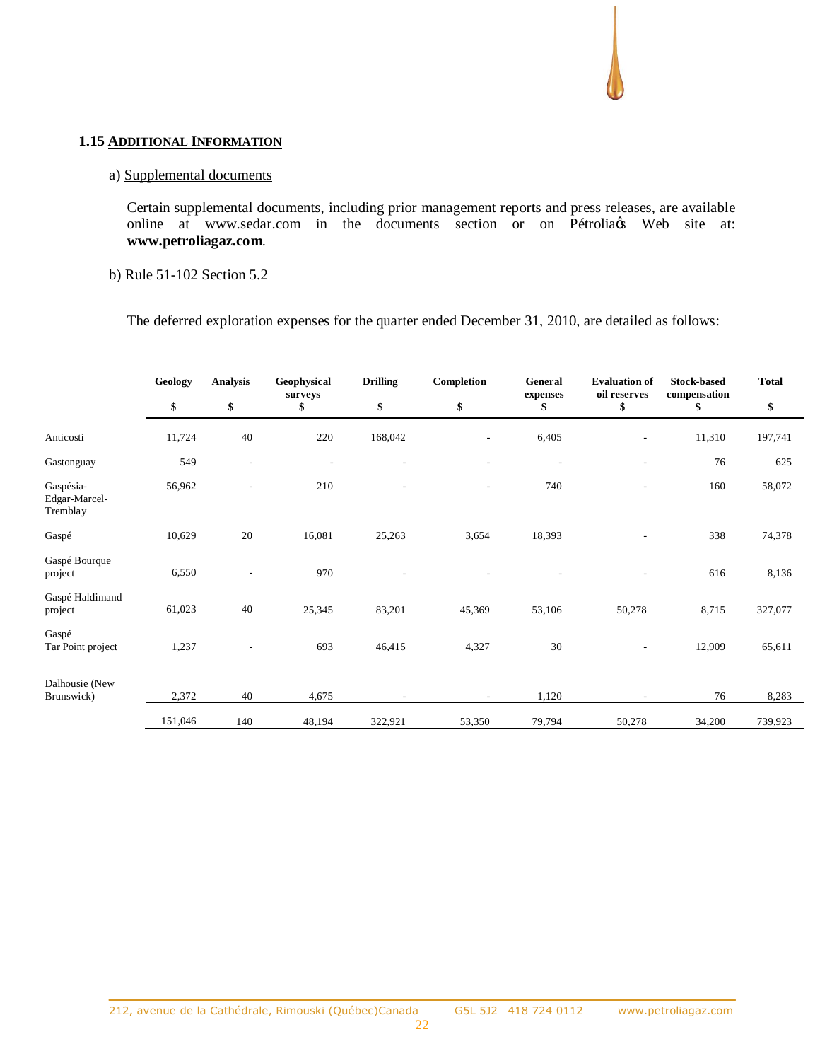## 1.15 ADDITIONAL INFORMATION

### a) Supplemental documents

Certain supplemental documents, including prior management reports and press releases, are available online at www.sedar.com in the documents section or on Pétrolia's Web site at: **www.petroliagaz.com**.

### b) Rule 51-102 Section 5.2

The deferred exploration expenses for the quarter ended December 31, 2010, are detailed as follows:

| | Geology | Analysis | Geophysical surveys | Drilling | Completion | General expenses | Evaluation of oil reserves | Stock-based compensation | Total |
|---|---|---|---|---|---|---|---|---|---|
| | $ | $ | $ | $ | $ | $ | $ | $ | $ |
| Anticosti | 11,724 | 40 | 220 | 168,042 | - | 6,405 | - | 11,310 | 197,741 |
| Gastonguay | 549 | - | - | - | - | - | - | 76 | 625 |
| Gaspésia-Edgar-Marcel-Tremblay | 56,962 | - | 210 | - | - | 740 | - | 160 | 58,072 |
| Gaspé | 10,629 | 20 | 16,081 | 25,263 | 3,654 | 18,393 | - | 338 | 74,378 |
| Gaspé Bourque project | 6,550 | - | 970 | - | - | - | - | 616 | 8,136 |
| Gaspé Haldimand project | 61,023 | 40 | 25,345 | 83,201 | 45,369 | 53,106 | 50,278 | 8,715 | 327,077 |
| Gaspé Tar Point project | 1,237 | - | 693 | 46,415 | 4,327 | 30 | - | 12,909 | 65,611 |
| Dalhousie (New Brunswick) | 2,372 | 40 | 4,675 | - | - | 1,120 | - | 76 | 8,283 |
| | 151,046 | 140 | 48,194 | 322,921 | 53,350 | 79,794 | 50,278 | 34,200 | 739,923 |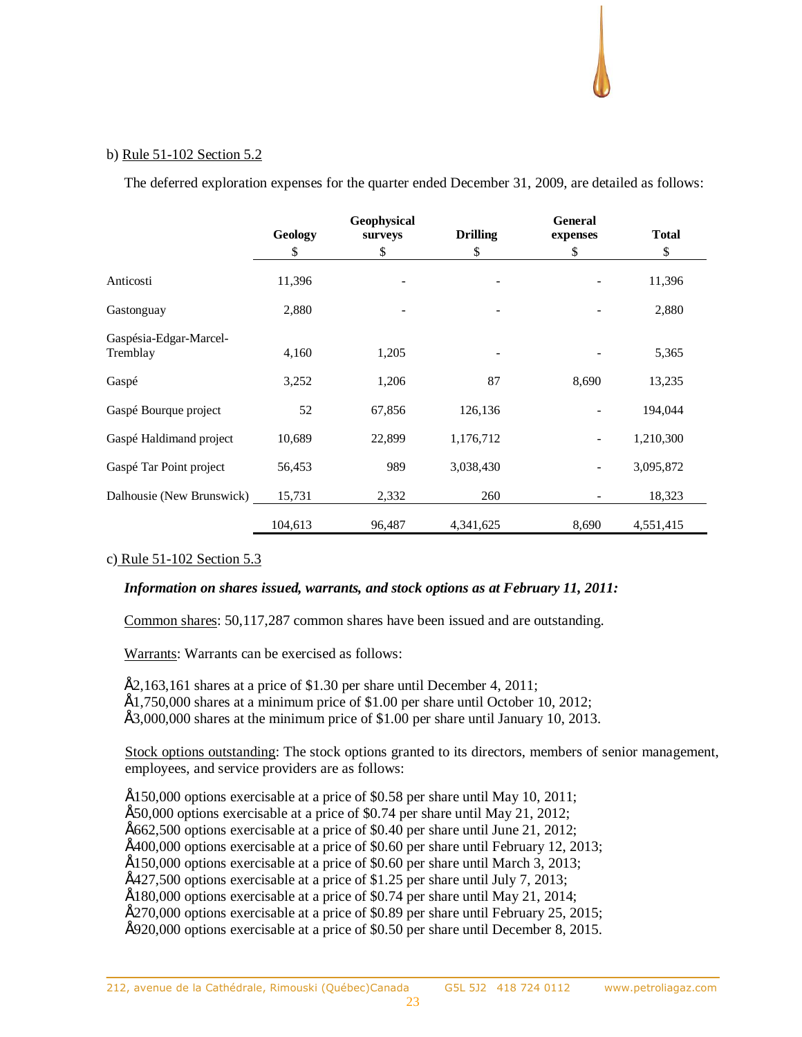b) Rule 51-102 Section 5.2

The deferred exploration expenses for the quarter ended December 31, 2009, are detailed as follows:

| | Geology<br>$ | Geophysical surveys<br>$ | Drilling<br>$ | General expenses<br>$ | Total<br>$ |
|---|---|---|---|---|---|
| Anticosti | 11,396 | - | - | - | 11,396 |
| Gastonguay | 2,880 | - | - | - | 2,880 |
| Gaspésia-Edgar-Marcel-Tremblay | 4,160 | 1,205 | - | - | 5,365 |
| Gaspé | 3,252 | 1,206 | 87 | 8,690 | 13,235 |
| Gaspé Bourque project | 52 | 67,856 | 126,136 | - | 194,044 |
| Gaspé Haldimand project | 10,689 | 22,899 | 1,176,712 | - | 1,210,300 |
| Gaspé Tar Point project | 56,453 | 989 | 3,038,430 | - | 3,095,872 |
| Dalhousie (New Brunswick) | 15,731 | 2,332 | 260 | - | 18,323 |
| | 104,613 | 96,487 | 4,341,625 | 8,690 | 4,551,415 |

c) Rule 51-102 Section 5.3

***Information on shares issued, warrants, and stock options as at February 11, 2011:***

Common shares: 50,117,287 common shares have been issued and are outstanding.

Warrants: Warrants can be exercised as follows:

- 2,163,161 shares at a price of $1.30 per share until December 4, 2011;
- 1,750,000 shares at a minimum price of $1.00 per share until October 10, 2012;
- 3,000,000 shares at the minimum price of $1.00 per share until January 10, 2013.

Stock options outstanding: The stock options granted to its directors, members of senior management, employees, and service providers are as follows:

- 150,000 options exercisable at a price of $0.58 per share until May 10, 2011;
- 50,000 options exercisable at a price of $0.74 per share until May 21, 2012;
- 662,500 options exercisable at a price of $0.40 per share until June 21, 2012;
- 400,000 options exercisable at a price of $0.60 per share until February 12, 2013;
- 150,000 options exercisable at a price of $0.60 per share until March 3, 2013;
- 427,500 options exercisable at a price of $1.25 per share until July 7, 2013;
- 180,000 options exercisable at a price of $0.74 per share until May 21, 2014;
- 270,000 options exercisable at a price of $0.89 per share until February 25, 2015;
- 920,000 options exercisable at a price of $0.50 per share until December 8, 2015.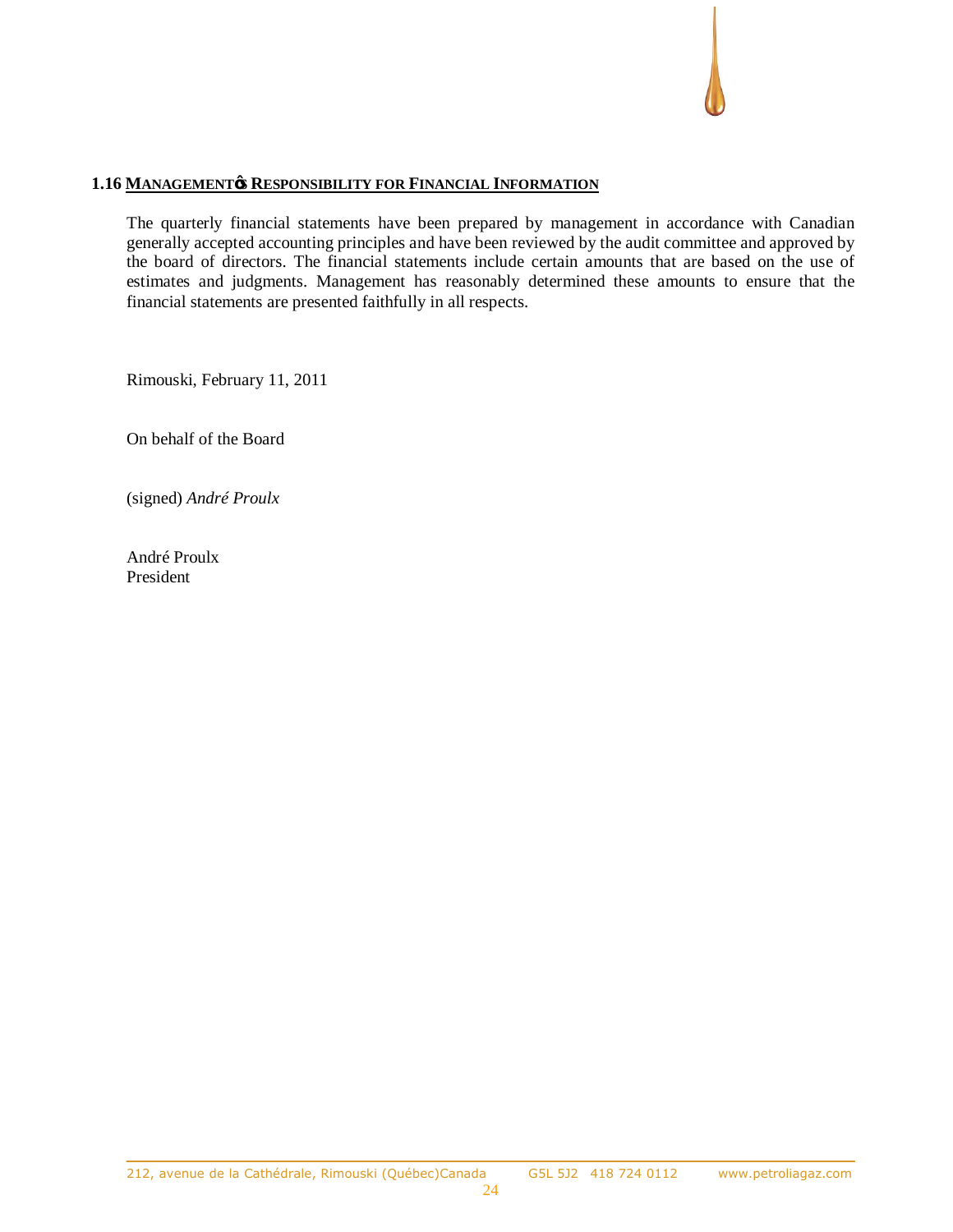## 1.16 MANAGEMENT'S RESPONSIBILITY FOR FINANCIAL INFORMATION

The quarterly financial statements have been prepared by management in accordance with Canadian generally accepted accounting principles and have been reviewed by the audit committee and approved by the board of directors. The financial statements include certain amounts that are based on the use of estimates and judgments. Management has reasonably determined these amounts to ensure that the financial statements are presented faithfully in all respects.

Rimouski, February 11, 2011

On behalf of the Board

(signed) *André Proulx*

André Proulx
President